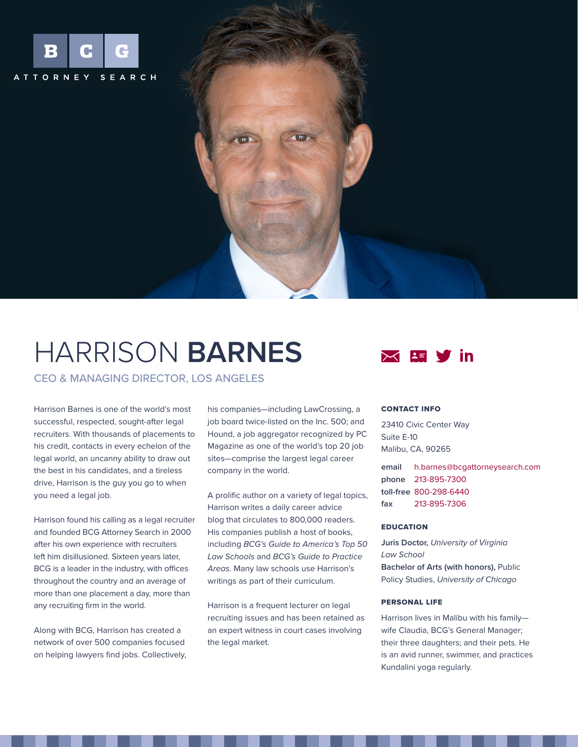BCG ATTORNEY SEARCH

# HARRISON **BARNES**

## CEO & MANAGING DIRECTOR, LOS ANGELES

Harrison Barnes is one of the world's most successful, respected, sought-after legal recruiters. With thousands of placements to his credit, contacts in every echelon of the legal world, an uncanny ability to draw out the best in his candidates, and a tireless drive, Harrison is the guy you go to when you need a legal job.

Harrison found his calling as a legal recruiter and founded BCG Attorney Search in 2000 after his own experience with recruiters left him disillusioned. Sixteen years later, BCG is a leader in the industry, with offices throughout the country and an average of more than one placement a day, more than any recruiting firm in the world.

Along with BCG, Harrison has created a network of over 500 companies focused on helping lawyers find jobs. Collectively, his companies—including LawCrossing, a job board twice-listed on the Inc. 500; and Hound, a job aggregator recognized by PC Magazine as one of the world's top 20 job sites—comprise the largest legal career company in the world.

A prolific author on a variety of legal topics, Harrison writes a daily career advice blog that circulates to 800,000 readers. His companies publish a host of books, including *BCG's Guide to America's Top 50 Law Schools* and *BCG's Guide to Practice Areas.* Many law schools use Harrison's writings as part of their curriculum.

Harrison is a frequent lecturer on legal recruiting issues and has been retained as an expert witness in court cases involving the legal market.

### CONTACT INFO

23410 Civic Center Way
Suite E-10
Malibu, CA, 90265

**email** h.barnes@bcgattorneysearch.com
**phone** 213-895-7300
**toll-free** 800-298-6440
**fax** 213-895-7306

### EDUCATION

**Juris Doctor,** *University of Virginia Law School*
**Bachelor of Arts (with honors),** Public Policy Studies, *University of Chicago*

### PERSONAL LIFE

Harrison lives in Malibu with his family—wife Claudia, BCG's General Manager; their three daughters; and their pets. He is an avid runner, swimmer, and practices Kundalini yoga regularly.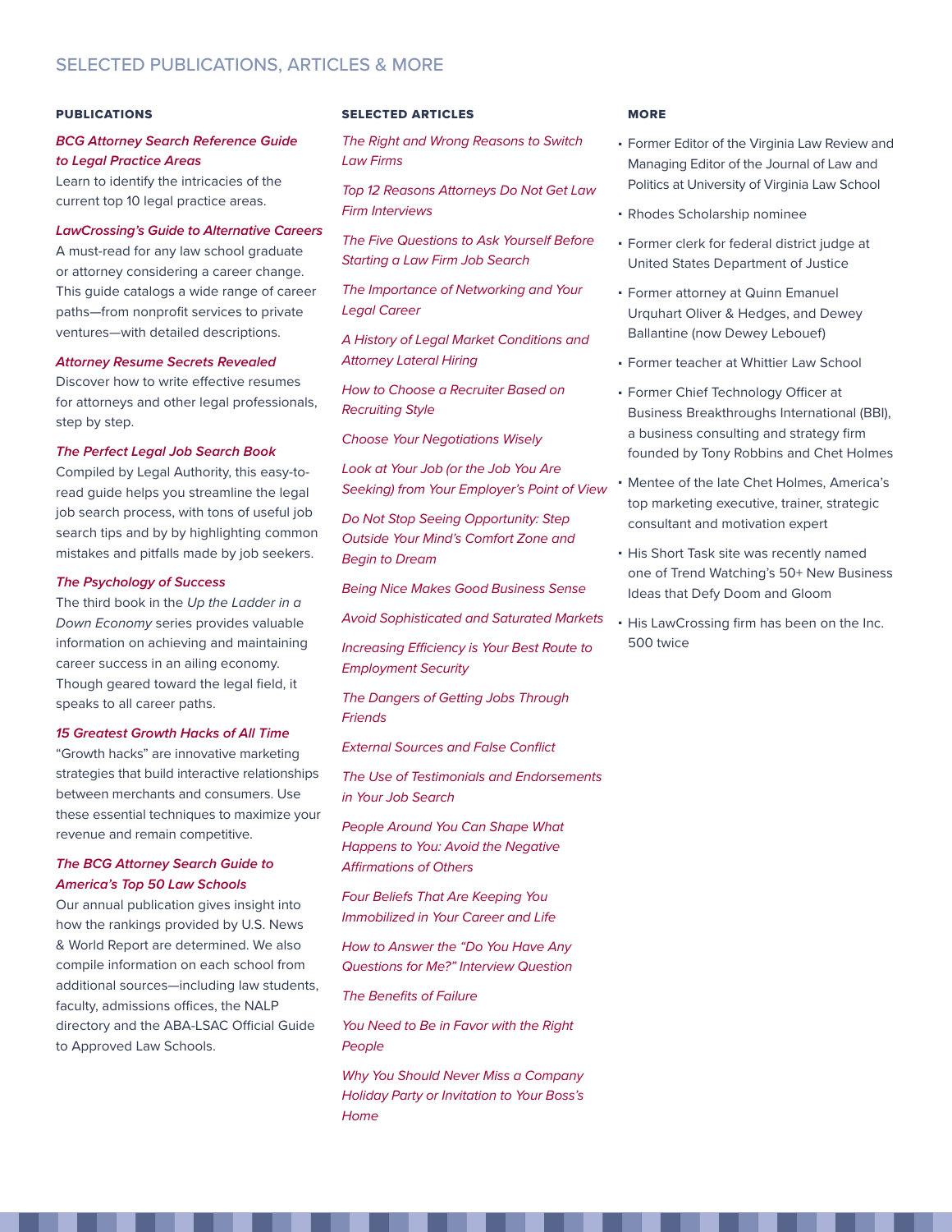## SELECTED PUBLICATIONS, ARTICLES & MORE

### PUBLICATIONS

***BCG Attorney Search Reference Guide to Legal Practice Areas***
Learn to identify the intricacies of the current top 10 legal practice areas.

***LawCrossing's Guide to Alternative Careers***
A must-read for any law school graduate or attorney considering a career change. This guide catalogs a wide range of career paths—from nonprofit services to private ventures—with detailed descriptions.

***Attorney Resume Secrets Revealed***
Discover how to write effective resumes for attorneys and other legal professionals, step by step.

***The Perfect Legal Job Search Book***
Compiled by Legal Authority, this easy-to-read guide helps you streamline the legal job search process, with tons of useful job search tips and by by highlighting common mistakes and pitfalls made by job seekers.

***The Psychology of Success***
The third book in the *Up the Ladder in a Down Economy* series provides valuable information on achieving and maintaining career success in an ailing economy. Though geared toward the legal field, it speaks to all career paths.

***15 Greatest Growth Hacks of All Time***
"Growth hacks" are innovative marketing strategies that build interactive relationships between merchants and consumers. Use these essential techniques to maximize your revenue and remain competitive.

***The BCG Attorney Search Guide to America's Top 50 Law Schools***
Our annual publication gives insight into how the rankings provided by U.S. News & World Report are determined. We also compile information on each school from additional sources—including law students, faculty, admissions offices, the NALP directory and the ABA-LSAC Official Guide to Approved Law Schools.

### SELECTED ARTICLES

*The Right and Wrong Reasons to Switch Law Firms*

*Top 12 Reasons Attorneys Do Not Get Law Firm Interviews*

*The Five Questions to Ask Yourself Before Starting a Law Firm Job Search*

*The Importance of Networking and Your Legal Career*

*A History of Legal Market Conditions and Attorney Lateral Hiring*

*How to Choose a Recruiter Based on Recruiting Style*

*Choose Your Negotiations Wisely*

*Look at Your Job (or the Job You Are Seeking) from Your Employer's Point of View*

*Do Not Stop Seeing Opportunity: Step Outside Your Mind's Comfort Zone and Begin to Dream*

*Being Nice Makes Good Business Sense*

*Avoid Sophisticated and Saturated Markets*

*Increasing Efficiency is Your Best Route to Employment Security*

*The Dangers of Getting Jobs Through Friends*

*External Sources and False Conflict*

*The Use of Testimonials and Endorsements in Your Job Search*

*People Around You Can Shape What Happens to You: Avoid the Negative Affirmations of Others*

*Four Beliefs That Are Keeping You Immobilized in Your Career and Life*

*How to Answer the "Do You Have Any Questions for Me?" Interview Question*

*The Benefits of Failure*

*You Need to Be in Favor with the Right People*

*Why You Should Never Miss a Company Holiday Party or Invitation to Your Boss's Home*

### MORE

- Former Editor of the Virginia Law Review and Managing Editor of the Journal of Law and Politics at University of Virginia Law School
- Rhodes Scholarship nominee
- Former clerk for federal district judge at United States Department of Justice
- Former attorney at Quinn Emanuel Urquhart Oliver & Hedges, and Dewey Ballantine (now Dewey Lebouef)
- Former teacher at Whittier Law School
- Former Chief Technology Officer at Business Breakthroughs International (BBI), a business consulting and strategy firm founded by Tony Robbins and Chet Holmes
- Mentee of the late Chet Holmes, America's top marketing executive, trainer, strategic consultant and motivation expert
- His Short Task site was recently named one of Trend Watching's 50+ New Business Ideas that Defy Doom and Gloom
- His LawCrossing firm has been on the Inc. 500 twice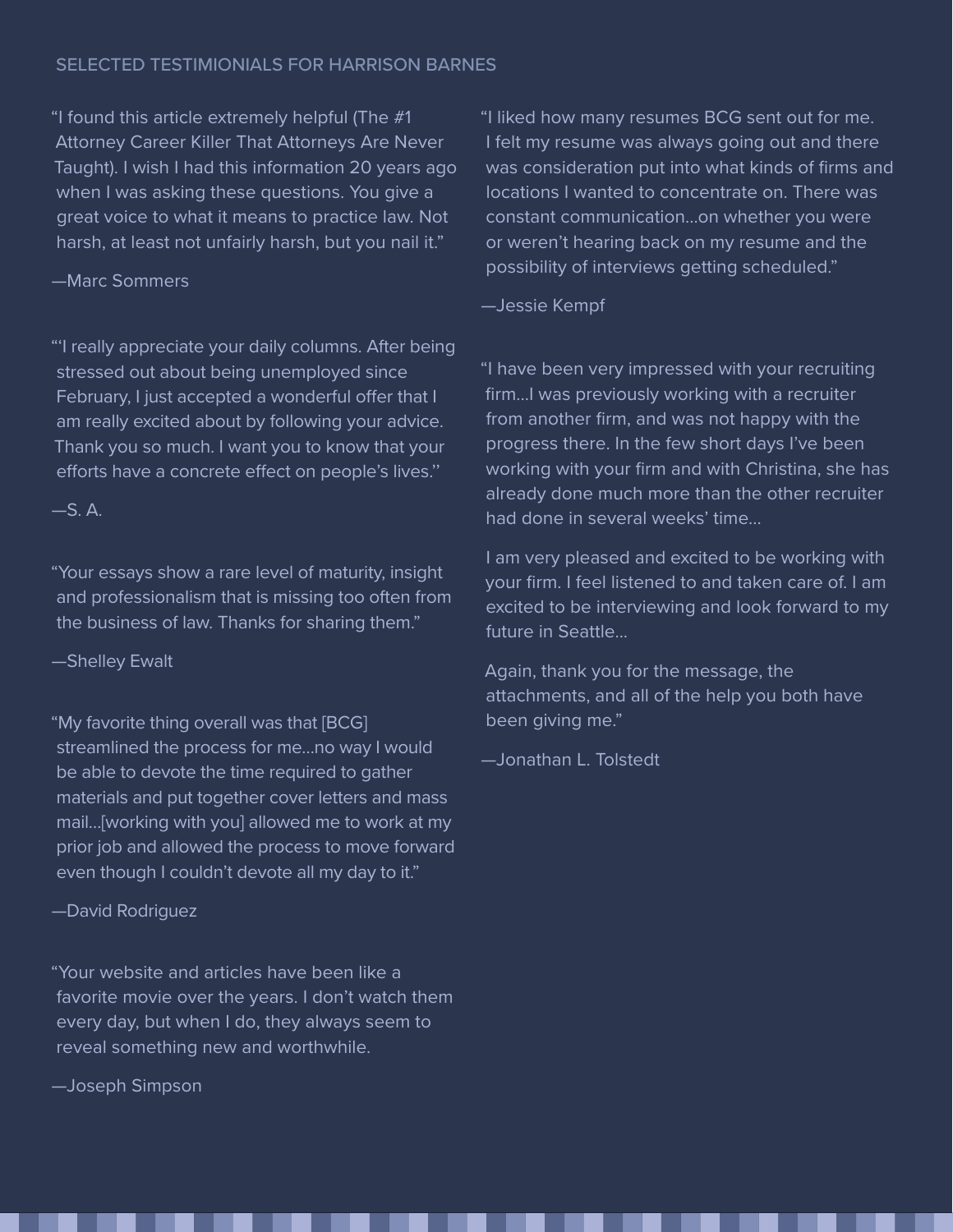## SELECTED TESTIMIONIALS FOR HARRISON BARNES

"I found this article extremely helpful (The #1 Attorney Career Killer That Attorneys Are Never Taught). I wish I had this information 20 years ago when I was asking these questions. You give a great voice to what it means to practice law. Not harsh, at least not unfairly harsh, but you nail it."

—Marc Sommers

"'I really appreciate your daily columns. After being stressed out about being unemployed since February, I just accepted a wonderful offer that I am really excited about by following your advice. Thank you so much. I want you to know that your efforts have a concrete effect on people's lives.''

—S. A.

"Your essays show a rare level of maturity, insight and professionalism that is missing too often from the business of law. Thanks for sharing them."

—Shelley Ewalt

"My favorite thing overall was that [BCG] streamlined the process for me…no way I would be able to devote the time required to gather materials and put together cover letters and mass mail…[working with you] allowed me to work at my prior job and allowed the process to move forward even though I couldn't devote all my day to it."

—David Rodriguez

"Your website and articles have been like a favorite movie over the years. I don't watch them every day, but when I do, they always seem to reveal something new and worthwhile.

—Joseph Simpson

"I liked how many resumes BCG sent out for me. I felt my resume was always going out and there was consideration put into what kinds of firms and locations I wanted to concentrate on. There was constant communication…on whether you were or weren't hearing back on my resume and the possibility of interviews getting scheduled."

—Jessie Kempf

"I have been very impressed with your recruiting firm…I was previously working with a recruiter from another firm, and was not happy with the progress there. In the few short days I've been working with your firm and with Christina, she has already done much more than the other recruiter had done in several weeks' time…

I am very pleased and excited to be working with your firm. I feel listened to and taken care of. I am excited to be interviewing and look forward to my future in Seattle…

Again, thank you for the message, the attachments, and all of the help you both have been giving me."

—Jonathan L. Tolstedt